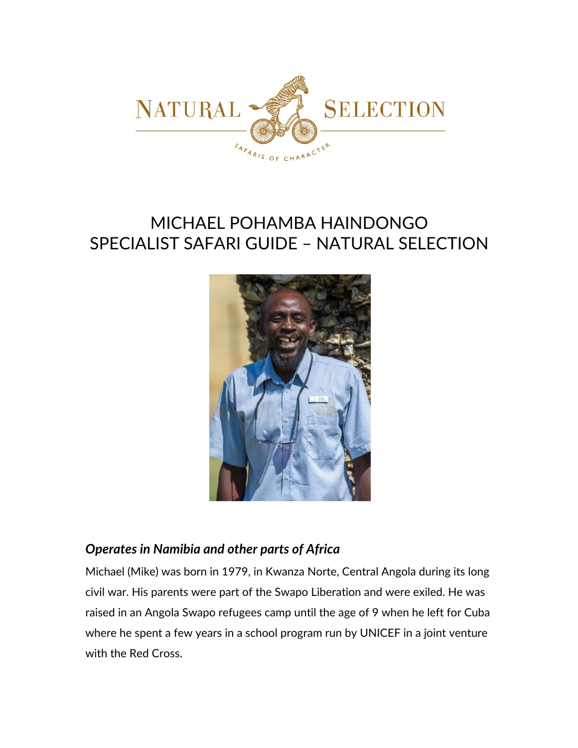# MICHAEL POHAMBA HAINDONGO
# SPECIALIST SAFARI GUIDE – NATURAL SELECTION

### *Operates in Namibia and other parts of Africa*

Michael (Mike) was born in 1979, in Kwanza Norte, Central Angola during its long civil war. His parents were part of the Swapo Liberation and were exiled. He was raised in an Angola Swapo refugees camp until the age of 9 when he left for Cuba where he spent a few years in a school program run by UNICEF in a joint venture with the Red Cross.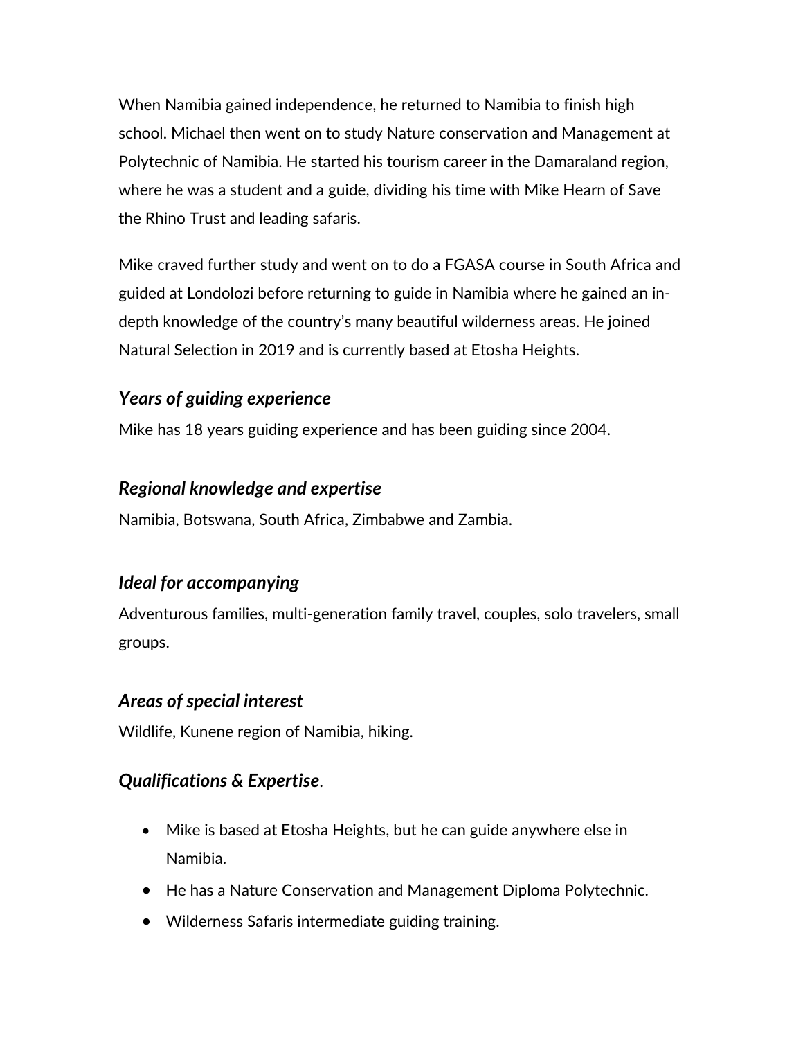When Namibia gained independence, he returned to Namibia to finish high school. Michael then went on to study Nature conservation and Management at Polytechnic of Namibia. He started his tourism career in the Damaraland region, where he was a student and a guide, dividing his time with Mike Hearn of Save the Rhino Trust and leading safaris.

Mike craved further study and went on to do a FGASA course in South Africa and guided at Londolozi before returning to guide in Namibia where he gained an in-depth knowledge of the country's many beautiful wilderness areas. He joined Natural Selection in 2019 and is currently based at Etosha Heights.

### *Years of guiding experience*

Mike has 18 years guiding experience and has been guiding since 2004.

### *Regional knowledge and expertise*

Namibia, Botswana, South Africa, Zimbabwe and Zambia.

### *Ideal for accompanying*

Adventurous families, multi-generation family travel, couples, solo travelers, small groups.

### *Areas of special interest*

Wildlife, Kunene region of Namibia, hiking.

### *Qualifications & Expertise*.

- Mike is based at Etosha Heights, but he can guide anywhere else in Namibia.
- He has a Nature Conservation and Management Diploma Polytechnic.
- Wilderness Safaris intermediate guiding training.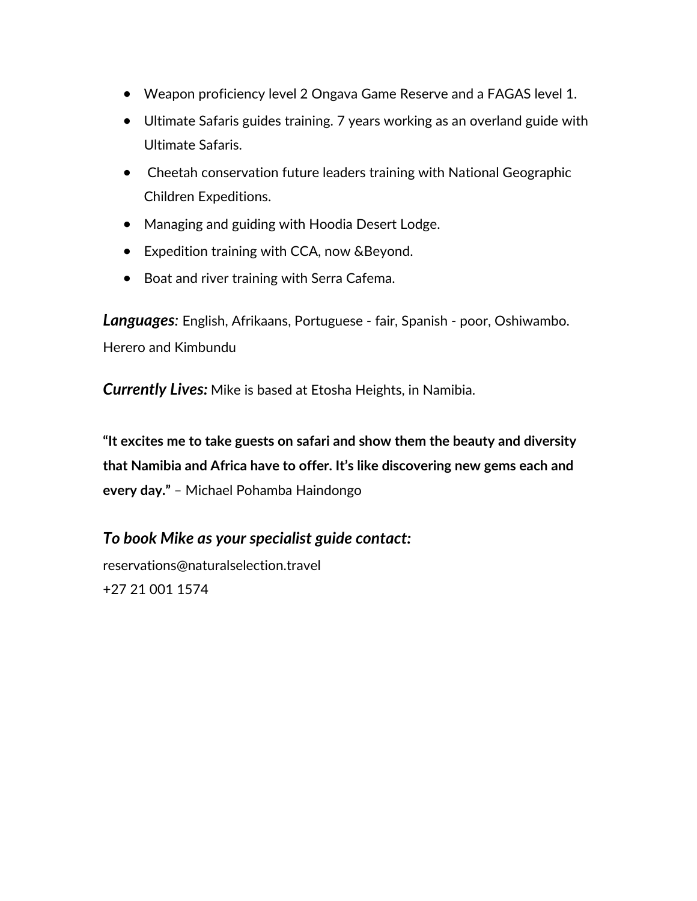- Weapon proficiency level 2 Ongava Game Reserve and a FAGAS level 1.
- Ultimate Safaris guides training. 7 years working as an overland guide with Ultimate Safaris.
- Cheetah conservation future leaders training with National Geographic Children Expeditions.
- Managing and guiding with Hoodia Desert Lodge.
- Expedition training with CCA, now &Beyond.
- Boat and river training with Serra Cafema.

***Languages:*** English, Afrikaans, Portuguese - fair, Spanish - poor, Oshiwambo. Herero and Kimbundu

***Currently Lives:*** Mike is based at Etosha Heights, in Namibia.

**"It excites me to take guests on safari and show them the beauty and diversity that Namibia and Africa have to offer. It's like discovering new gems each and every day."** – Michael Pohamba Haindongo

***To book Mike as your specialist guide contact:***

reservations@naturalselection.travel
+27 21 001 1574